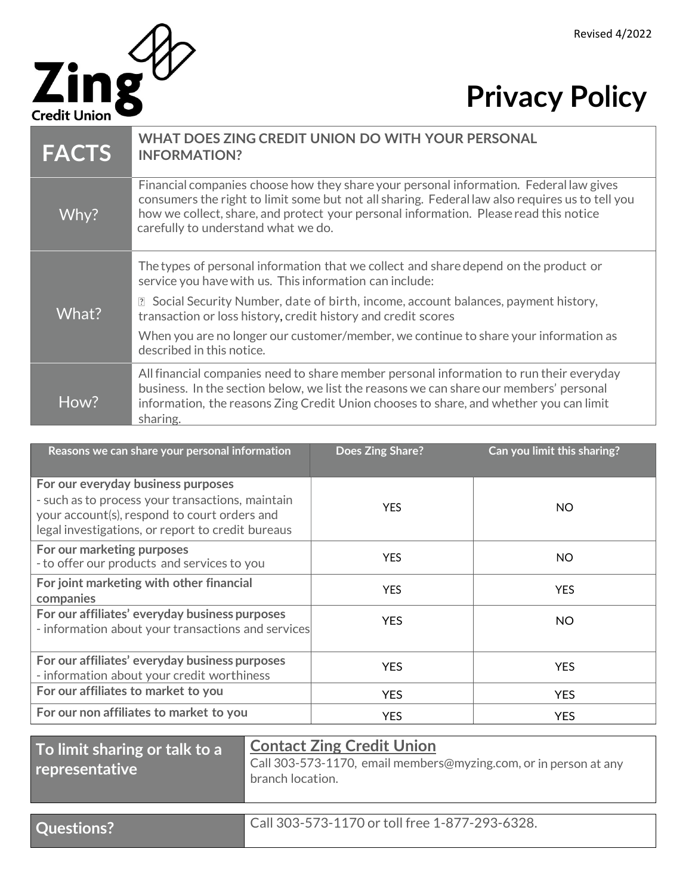Revised 4/2022

# Zing Credit Union

# Privacy Policy

| FACTS | WHAT DOES ZING CREDIT UNION DO WITH YOUR PERSONAL INFORMATION? |
|---|---|
| Why? | Financial companies choose how they share your personal information. Federal law gives consumers the right to limit some but not all sharing. Federal law also requires us to tell you how we collect, share, and protect your personal information. Please read this notice carefully to understand what we do. |
| What? | The types of personal information that we collect and share depend on the product or service you have with us. This information can include:<br><br>- Social Security Number, date of birth, income, account balances, payment history, transaction or loss history, credit history and credit scores<br><br>When you are no longer our customer/member, we continue to share your information as described in this notice. |
| How? | All financial companies need to share member personal information to run their everyday business. In the section below, we list the reasons we can share our members' personal information, the reasons Zing Credit Union chooses to share, and whether you can limit sharing. |

| Reasons we can share your personal information | Does Zing Share? | Can you limit this sharing? |
|---|---|---|
| **For our everyday business purposes**<br>- such as to process your transactions, maintain your account(s), respond to court orders and legal investigations, or report to credit bureaus | YES | NO |
| **For our marketing purposes**<br>- to offer our products and services to you | YES | NO |
| **For joint marketing with other financial companies** | YES | YES |
| **For our affiliates' everyday business purposes**<br>- information about your transactions and services | YES | NO |
| **For our affiliates' everyday business purposes**<br>- information about your credit worthiness | YES | YES |
| **For our affiliates to market to you** | YES | YES |
| **For our non affiliates to market to you** | YES | YES |

| To limit sharing or talk to a representative | **Contact Zing Credit Union**<br>Call 303-573-1170, email members@myzing.com, or in person at any branch location. |
|---|---|

| Questions? | Call 303-573-1170 or toll free 1-877-293-6328. |
|---|---|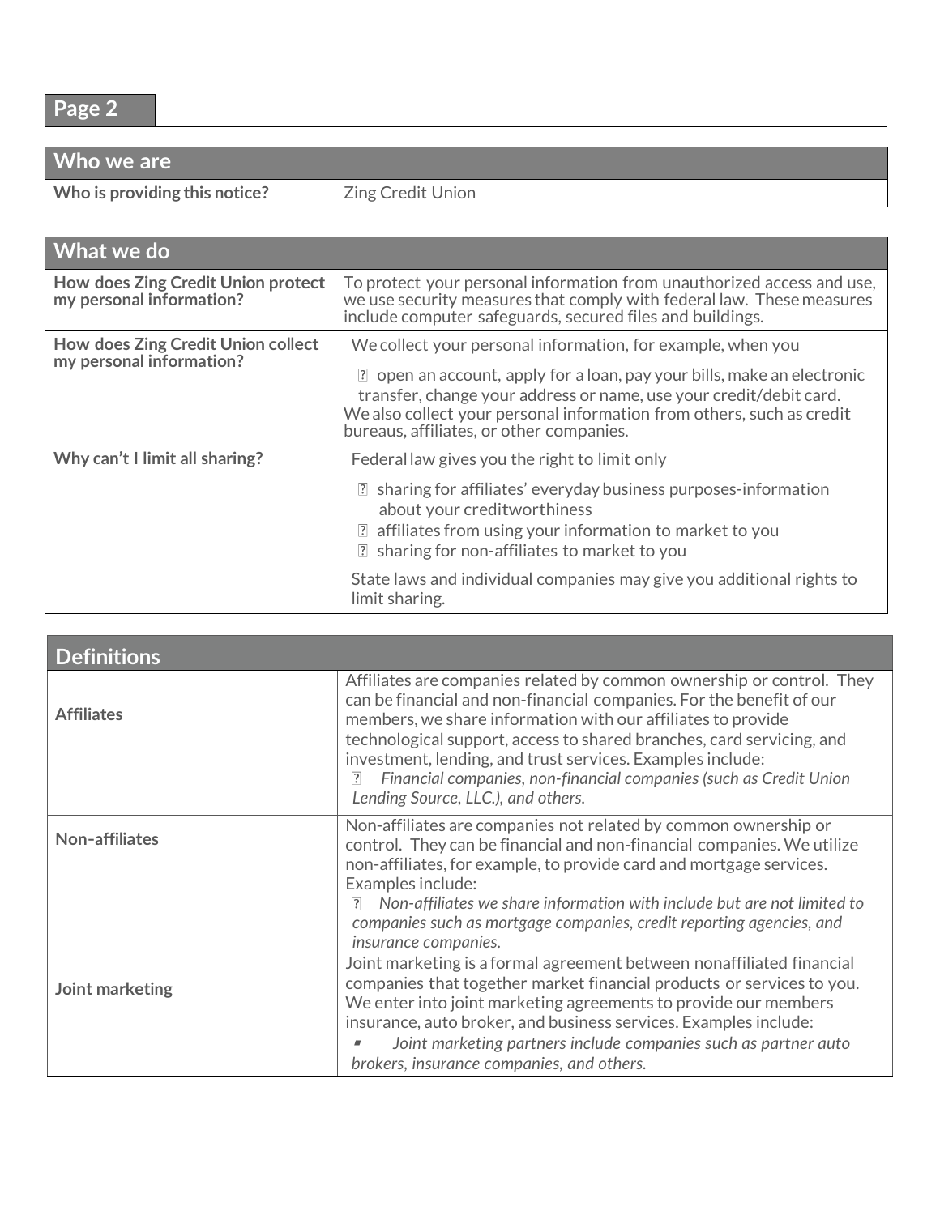**Page 2**

| Who we are | |
|---|---|
| **Who is providing this notice?** | Zing Credit Union |

| What we do | |
|---|---|
| **How does Zing Credit Union protect my personal information?** | To protect your personal information from unauthorized access and use, we use security measures that comply with federal law. These measures include computer safeguards, secured files and buildings. |
| **How does Zing Credit Union collect my personal information?** | We collect your personal information, for example, when you<br>• open an account, apply for a loan, pay your bills, make an electronic transfer, change your address or name, use your credit/debit card.<br>We also collect your personal information from others, such as credit bureaus, affiliates, or other companies. |
| **Why can't I limit all sharing?** | Federal law gives you the right to limit only<br>• sharing for affiliates' everyday business purposes-information about your creditworthiness<br>• affiliates from using your information to market to you<br>• sharing for non-affiliates to market to you<br>State laws and individual companies may give you additional rights to limit sharing. |

| Definitions | |
|---|---|
| **Affiliates** | Affiliates are companies related by common ownership or control. They can be financial and non-financial companies. For the benefit of our members, we share information with our affiliates to provide technological support, access to shared branches, card servicing, and investment, lending, and trust services. Examples include:<br>• *Financial companies, non-financial companies (such as Credit Union Lending Source, LLC.), and others.* |
| **Non-affiliates** | Non-affiliates are companies not related by common ownership or control. They can be financial and non-financial companies. We utilize non-affiliates, for example, to provide card and mortgage services. Examples include:<br>• *Non-affiliates we share information with include but are not limited to companies such as mortgage companies, credit reporting agencies, and insurance companies.* |
| **Joint marketing** | Joint marketing is a formal agreement between nonaffiliated financial companies that together market financial products or services to you. We enter into joint marketing agreements to provide our members insurance, auto broker, and business services. Examples include:<br>• *Joint marketing partners include companies such as partner auto brokers, insurance companies, and others.* |